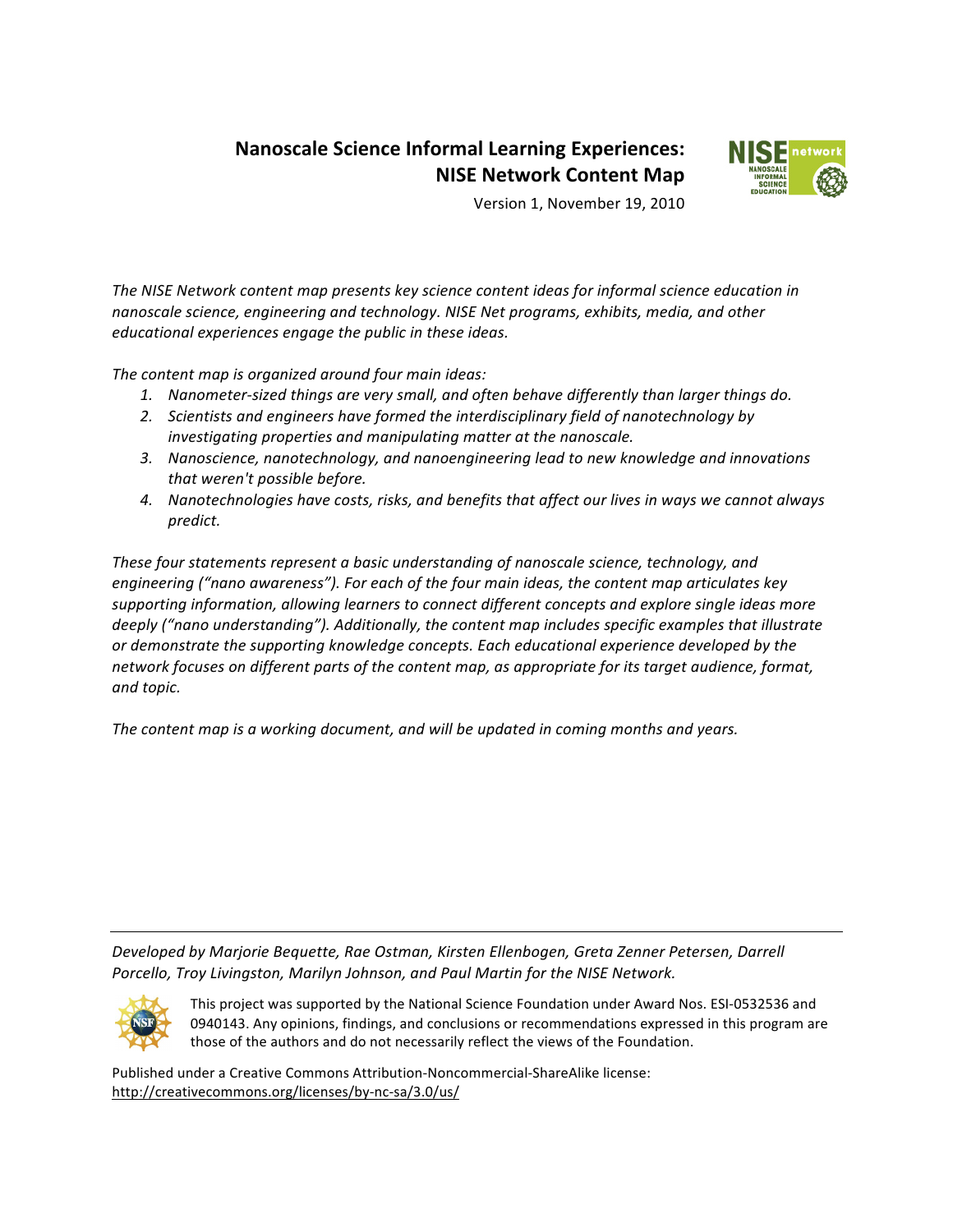# Nanoscale Science Informal Learning Experiences: NISE Network Content Map

Version 1, November 19, 2010

*The NISE Network content map presents key science content ideas for informal science education in nanoscale science, engineering and technology. NISE Net programs, exhibits, media, and other educational experiences engage the public in these ideas.*

*The content map is organized around four main ideas:*

1. *Nanometer-sized things are very small, and often behave differently than larger things do.*
2. *Scientists and engineers have formed the interdisciplinary field of nanotechnology by investigating properties and manipulating matter at the nanoscale.*
3. *Nanoscience, nanotechnology, and nanoengineering lead to new knowledge and innovations that weren't possible before.*
4. *Nanotechnologies have costs, risks, and benefits that affect our lives in ways we cannot always predict.*

*These four statements represent a basic understanding of nanoscale science, technology, and engineering ("nano awareness"). For each of the four main ideas, the content map articulates key supporting information, allowing learners to connect different concepts and explore single ideas more deeply ("nano understanding"). Additionally, the content map includes specific examples that illustrate or demonstrate the supporting knowledge concepts. Each educational experience developed by the network focuses on different parts of the content map, as appropriate for its target audience, format, and topic.*

*The content map is a working document, and will be updated in coming months and years.*

---

*Developed by Marjorie Bequette, Rae Ostman, Kirsten Ellenbogen, Greta Zenner Petersen, Darrell Porcello, Troy Livingston, Marilyn Johnson, and Paul Martin for the NISE Network.*

This project was supported by the National Science Foundation under Award Nos. ESI-0532536 and 0940143. Any opinions, findings, and conclusions or recommendations expressed in this program are those of the authors and do not necessarily reflect the views of the Foundation.

Published under a Creative Commons Attribution-Noncommercial-ShareAlike license: http://creativecommons.org/licenses/by-nc-sa/3.0/us/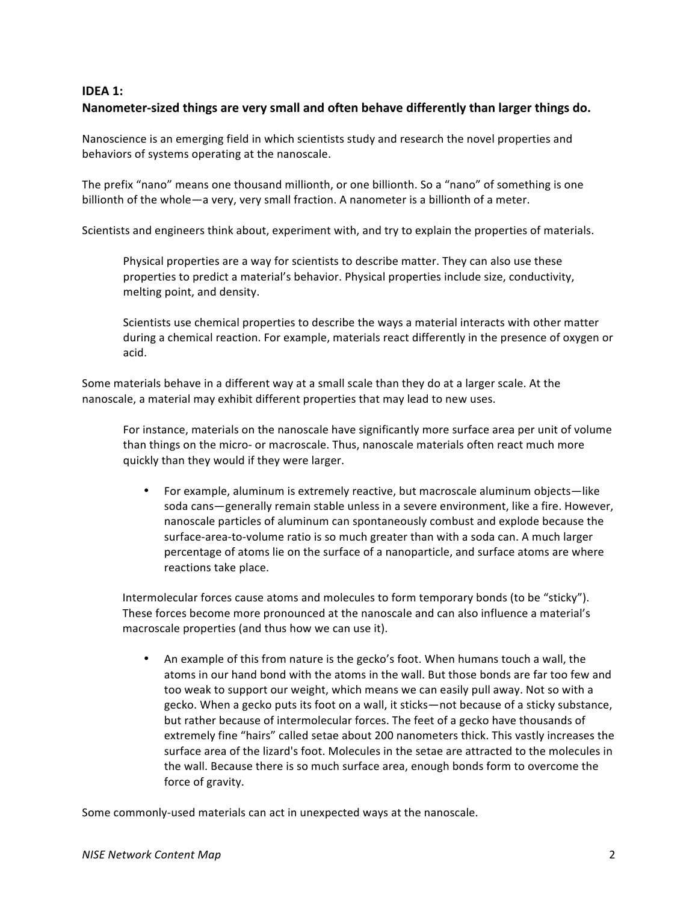## IDEA 1:
## Nanometer-sized things are very small and often behave differently than larger things do.

Nanoscience is an emerging field in which scientists study and research the novel properties and behaviors of systems operating at the nanoscale.

The prefix "nano" means one thousand millionth, or one billionth. So a "nano" of something is one billionth of the whole—a very, very small fraction. A nanometer is a billionth of a meter.

Scientists and engineers think about, experiment with, and try to explain the properties of materials.

> Physical properties are a way for scientists to describe matter. They can also use these properties to predict a material's behavior. Physical properties include size, conductivity, melting point, and density.
>
> Scientists use chemical properties to describe the ways a material interacts with other matter during a chemical reaction. For example, materials react differently in the presence of oxygen or acid.

Some materials behave in a different way at a small scale than they do at a larger scale. At the nanoscale, a material may exhibit different properties that may lead to new uses.

> For instance, materials on the nanoscale have significantly more surface area per unit of volume than things on the micro- or macroscale. Thus, nanoscale materials often react much more quickly than they would if they were larger.
>
> - For example, aluminum is extremely reactive, but macroscale aluminum objects—like soda cans—generally remain stable unless in a severe environment, like a fire. However, nanoscale particles of aluminum can spontaneously combust and explode because the surface-area-to-volume ratio is so much greater than with a soda can. A much larger percentage of atoms lie on the surface of a nanoparticle, and surface atoms are where reactions take place.
>
> Intermolecular forces cause atoms and molecules to form temporary bonds (to be "sticky"). These forces become more pronounced at the nanoscale and can also influence a material's macroscale properties (and thus how we can use it).
>
> - An example of this from nature is the gecko's foot. When humans touch a wall, the atoms in our hand bond with the atoms in the wall. But those bonds are far too few and too weak to support our weight, which means we can easily pull away. Not so with a gecko. When a gecko puts its foot on a wall, it sticks—not because of a sticky substance, but rather because of intermolecular forces. The feet of a gecko have thousands of extremely fine "hairs" called setae about 200 nanometers thick. This vastly increases the surface area of the lizard's foot. Molecules in the setae are attracted to the molecules in the wall. Because there is so much surface area, enough bonds form to overcome the force of gravity.

Some commonly-used materials can act in unexpected ways at the nanoscale.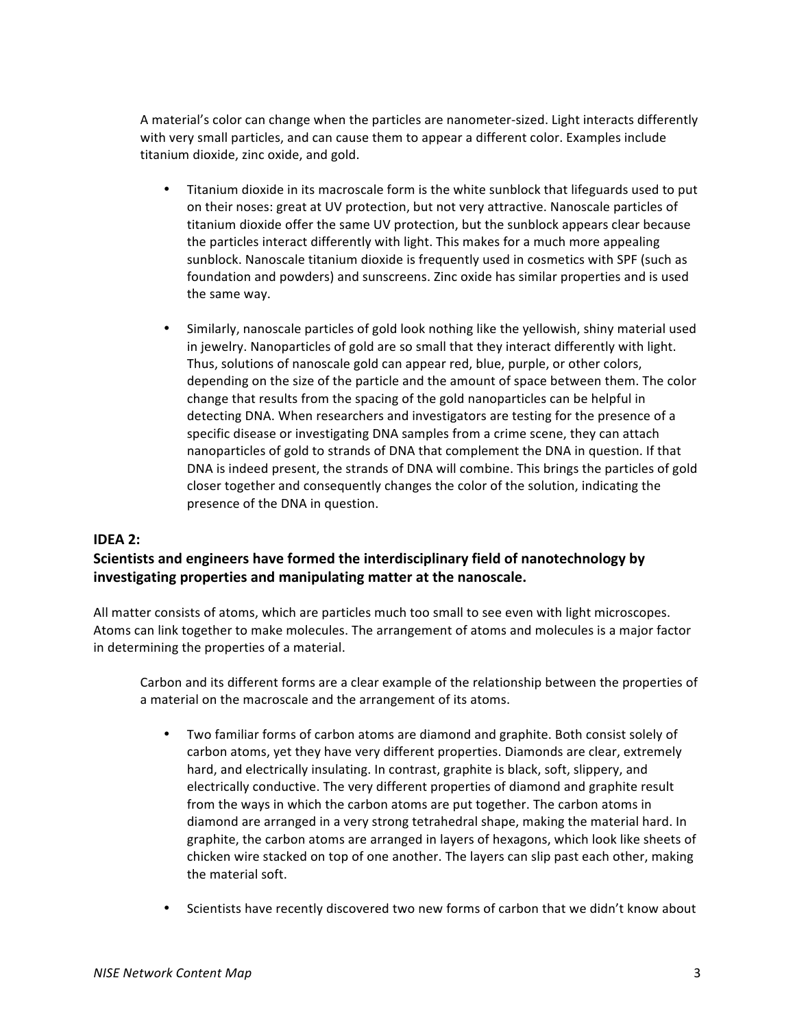A material's color can change when the particles are nanometer-sized. Light interacts differently with very small particles, and can cause them to appear a different color. Examples include titanium dioxide, zinc oxide, and gold.

- Titanium dioxide in its macroscale form is the white sunblock that lifeguards used to put on their noses: great at UV protection, but not very attractive. Nanoscale particles of titanium dioxide offer the same UV protection, but the sunblock appears clear because the particles interact differently with light. This makes for a much more appealing sunblock. Nanoscale titanium dioxide is frequently used in cosmetics with SPF (such as foundation and powders) and sunscreens. Zinc oxide has similar properties and is used the same way.

- Similarly, nanoscale particles of gold look nothing like the yellowish, shiny material used in jewelry. Nanoparticles of gold are so small that they interact differently with light. Thus, solutions of nanoscale gold can appear red, blue, purple, or other colors, depending on the size of the particle and the amount of space between them. The color change that results from the spacing of the gold nanoparticles can be helpful in detecting DNA. When researchers and investigators are testing for the presence of a specific disease or investigating DNA samples from a crime scene, they can attach nanoparticles of gold to strands of DNA that complement the DNA in question. If that DNA is indeed present, the strands of DNA will combine. This brings the particles of gold closer together and consequently changes the color of the solution, indicating the presence of the DNA in question.

## IDEA 2:
## Scientists and engineers have formed the interdisciplinary field of nanotechnology by investigating properties and manipulating matter at the nanoscale.

All matter consists of atoms, which are particles much too small to see even with light microscopes. Atoms can link together to make molecules. The arrangement of atoms and molecules is a major factor in determining the properties of a material.

Carbon and its different forms are a clear example of the relationship between the properties of a material on the macroscale and the arrangement of its atoms.

- Two familiar forms of carbon atoms are diamond and graphite. Both consist solely of carbon atoms, yet they have very different properties. Diamonds are clear, extremely hard, and electrically insulating. In contrast, graphite is black, soft, slippery, and electrically conductive. The very different properties of diamond and graphite result from the ways in which the carbon atoms are put together. The carbon atoms in diamond are arranged in a very strong tetrahedral shape, making the material hard. In graphite, the carbon atoms are arranged in layers of hexagons, which look like sheets of chicken wire stacked on top of one another. The layers can slip past each other, making the material soft.

- Scientists have recently discovered two new forms of carbon that we didn't know about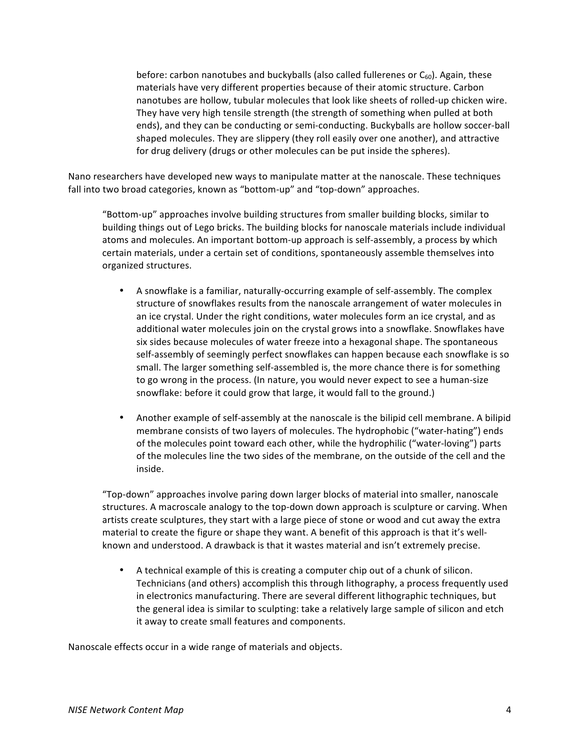before: carbon nanotubes and buckyballs (also called fullerenes or $C_{60}$). Again, these materials have very different properties because of their atomic structure. Carbon nanotubes are hollow, tubular molecules that look like sheets of rolled-up chicken wire. They have very high tensile strength (the strength of something when pulled at both ends), and they can be conducting or semi-conducting. Buckyballs are hollow soccer-ball shaped molecules. They are slippery (they roll easily over one another), and attractive for drug delivery (drugs or other molecules can be put inside the spheres).

Nano researchers have developed new ways to manipulate matter at the nanoscale. These techniques fall into two broad categories, known as "bottom-up" and "top-down" approaches.

"Bottom-up" approaches involve building structures from smaller building blocks, similar to building things out of Lego bricks. The building blocks for nanoscale materials include individual atoms and molecules. An important bottom-up approach is self-assembly, a process by which certain materials, under a certain set of conditions, spontaneously assemble themselves into organized structures.

- A snowflake is a familiar, naturally-occurring example of self-assembly. The complex structure of snowflakes results from the nanoscale arrangement of water molecules in an ice crystal. Under the right conditions, water molecules form an ice crystal, and as additional water molecules join on the crystal grows into a snowflake. Snowflakes have six sides because molecules of water freeze into a hexagonal shape. The spontaneous self-assembly of seemingly perfect snowflakes can happen because each snowflake is so small. The larger something self-assembled is, the more chance there is for something to go wrong in the process. (In nature, you would never expect to see a human-size snowflake: before it could grow that large, it would fall to the ground.)

- Another example of self-assembly at the nanoscale is the bilipid cell membrane. A bilipid membrane consists of two layers of molecules. The hydrophobic ("water-hating") ends of the molecules point toward each other, while the hydrophilic ("water-loving") parts of the molecules line the two sides of the membrane, on the outside of the cell and the inside.

"Top-down" approaches involve paring down larger blocks of material into smaller, nanoscale structures. A macroscale analogy to the top-down down approach is sculpture or carving. When artists create sculptures, they start with a large piece of stone or wood and cut away the extra material to create the figure or shape they want. A benefit of this approach is that it's well-known and understood. A drawback is that it wastes material and isn't extremely precise.

- A technical example of this is creating a computer chip out of a chunk of silicon. Technicians (and others) accomplish this through lithography, a process frequently used in electronics manufacturing. There are several different lithographic techniques, but the general idea is similar to sculpting: take a relatively large sample of silicon and etch it away to create small features and components.

Nanoscale effects occur in a wide range of materials and objects.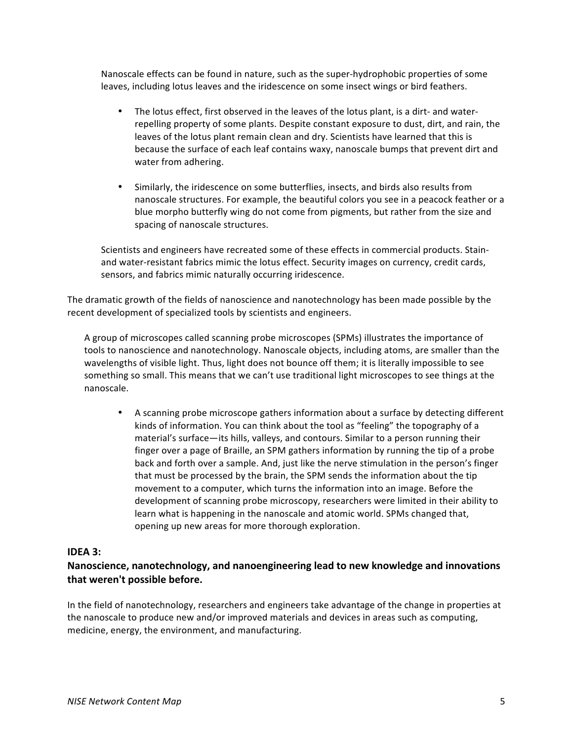Nanoscale effects can be found in nature, such as the super-hydrophobic properties of some leaves, including lotus leaves and the iridescence on some insect wings or bird feathers.

- The lotus effect, first observed in the leaves of the lotus plant, is a dirt- and water-repelling property of some plants. Despite constant exposure to dust, dirt, and rain, the leaves of the lotus plant remain clean and dry. Scientists have learned that this is because the surface of each leaf contains waxy, nanoscale bumps that prevent dirt and water from adhering.

- Similarly, the iridescence on some butterflies, insects, and birds also results from nanoscale structures. For example, the beautiful colors you see in a peacock feather or a blue morpho butterfly wing do not come from pigments, but rather from the size and spacing of nanoscale structures.

Scientists and engineers have recreated some of these effects in commercial products. Stain- and water-resistant fabrics mimic the lotus effect. Security images on currency, credit cards, sensors, and fabrics mimic naturally occurring iridescence.

The dramatic growth of the fields of nanoscience and nanotechnology has been made possible by the recent development of specialized tools by scientists and engineers.

A group of microscopes called scanning probe microscopes (SPMs) illustrates the importance of tools to nanoscience and nanotechnology. Nanoscale objects, including atoms, are smaller than the wavelengths of visible light. Thus, light does not bounce off them; it is literally impossible to see something so small. This means that we can't use traditional light microscopes to see things at the nanoscale.

- A scanning probe microscope gathers information about a surface by detecting different kinds of information. You can think about the tool as "feeling" the topography of a material's surface—its hills, valleys, and contours. Similar to a person running their finger over a page of Braille, an SPM gathers information by running the tip of a probe back and forth over a sample. And, just like the nerve stimulation in the person's finger that must be processed by the brain, the SPM sends the information about the tip movement to a computer, which turns the information into an image. Before the development of scanning probe microscopy, researchers were limited in their ability to learn what is happening in the nanoscale and atomic world. SPMs changed that, opening up new areas for more thorough exploration.

## IDEA 3:
## Nanoscience, nanotechnology, and nanoengineering lead to new knowledge and innovations that weren't possible before.

In the field of nanotechnology, researchers and engineers take advantage of the change in properties at the nanoscale to produce new and/or improved materials and devices in areas such as computing, medicine, energy, the environment, and manufacturing.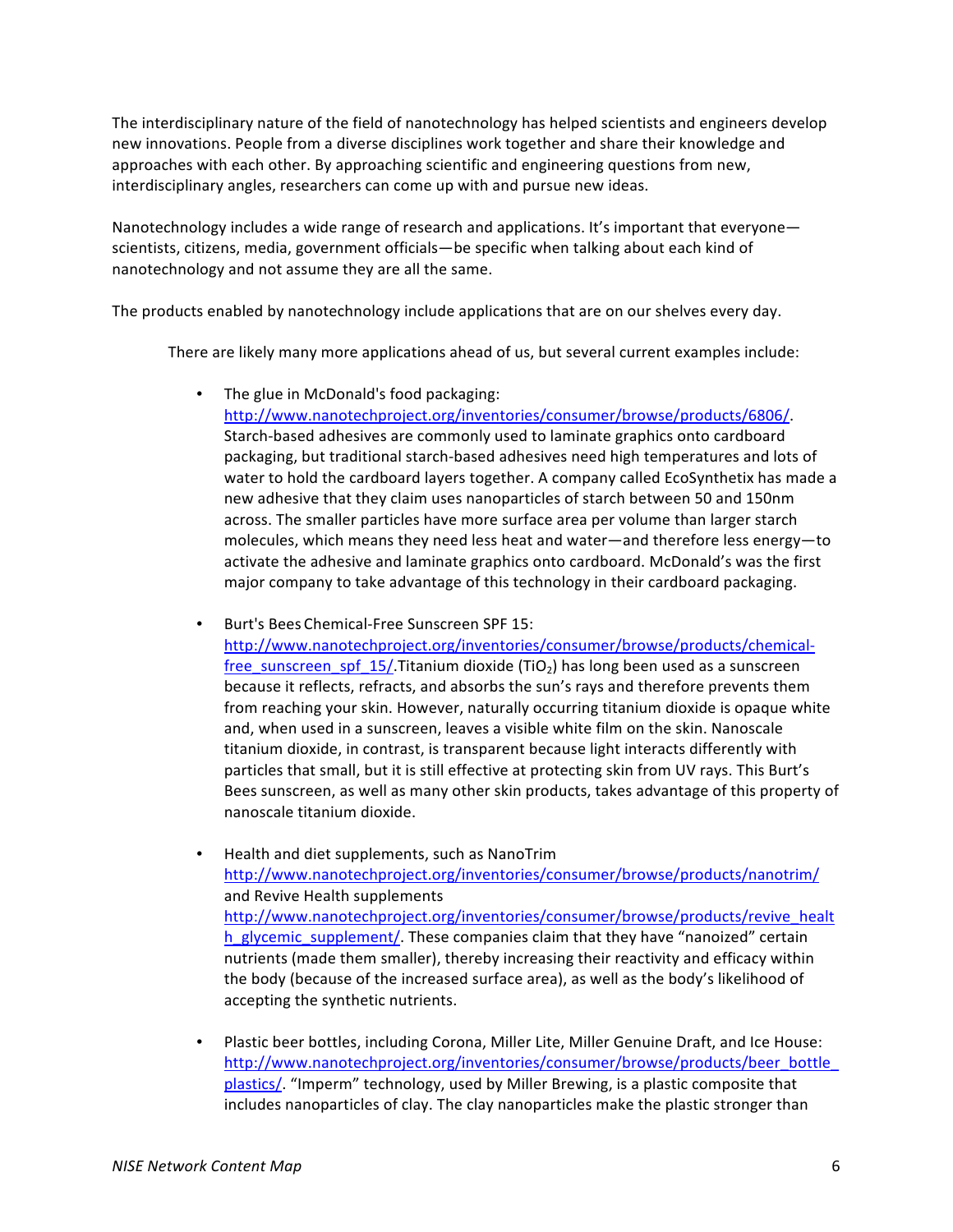The interdisciplinary nature of the field of nanotechnology has helped scientists and engineers develop new innovations. People from a diverse disciplines work together and share their knowledge and approaches with each other. By approaching scientific and engineering questions from new, interdisciplinary angles, researchers can come up with and pursue new ideas.

Nanotechnology includes a wide range of research and applications. It's important that everyone—scientists, citizens, media, government officials—be specific when talking about each kind of nanotechnology and not assume they are all the same.

The products enabled by nanotechnology include applications that are on our shelves every day.

There are likely many more applications ahead of us, but several current examples include:

- The glue in McDonald's food packaging: http://www.nanotechproject.org/inventories/consumer/browse/products/6806/. Starch-based adhesives are commonly used to laminate graphics onto cardboard packaging, but traditional starch-based adhesives need high temperatures and lots of water to hold the cardboard layers together. A company called EcoSynthetix has made a new adhesive that they claim uses nanoparticles of starch between 50 and 150nm across. The smaller particles have more surface area per volume than larger starch molecules, which means they need less heat and water—and therefore less energy—to activate the adhesive and laminate graphics onto cardboard. McDonald's was the first major company to take advantage of this technology in their cardboard packaging.

- Burt's Bees Chemical-Free Sunscreen SPF 15: http://www.nanotechproject.org/inventories/consumer/browse/products/chemical-free_sunscreen_spf_15/.Titanium dioxide ($TiO_2$) has long been used as a sunscreen because it reflects, refracts, and absorbs the sun's rays and therefore prevents them from reaching your skin. However, naturally occurring titanium dioxide is opaque white and, when used in a sunscreen, leaves a visible white film on the skin. Nanoscale titanium dioxide, in contrast, is transparent because light interacts differently with particles that small, but it is still effective at protecting skin from UV rays. This Burt's Bees sunscreen, as well as many other skin products, takes advantage of this property of nanoscale titanium dioxide.

- Health and diet supplements, such as NanoTrim http://www.nanotechproject.org/inventories/consumer/browse/products/nanotrim/ and Revive Health supplements http://www.nanotechproject.org/inventories/consumer/browse/products/revive_health_glycemic_supplement/. These companies claim that they have "nanoized" certain nutrients (made them smaller), thereby increasing their reactivity and efficacy within the body (because of the increased surface area), as well as the body's likelihood of accepting the synthetic nutrients.

- Plastic beer bottles, including Corona, Miller Lite, Miller Genuine Draft, and Ice House: http://www.nanotechproject.org/inventories/consumer/browse/products/beer_bottle_plastics/. "Imperm" technology, used by Miller Brewing, is a plastic composite that includes nanoparticles of clay. The clay nanoparticles make the plastic stronger than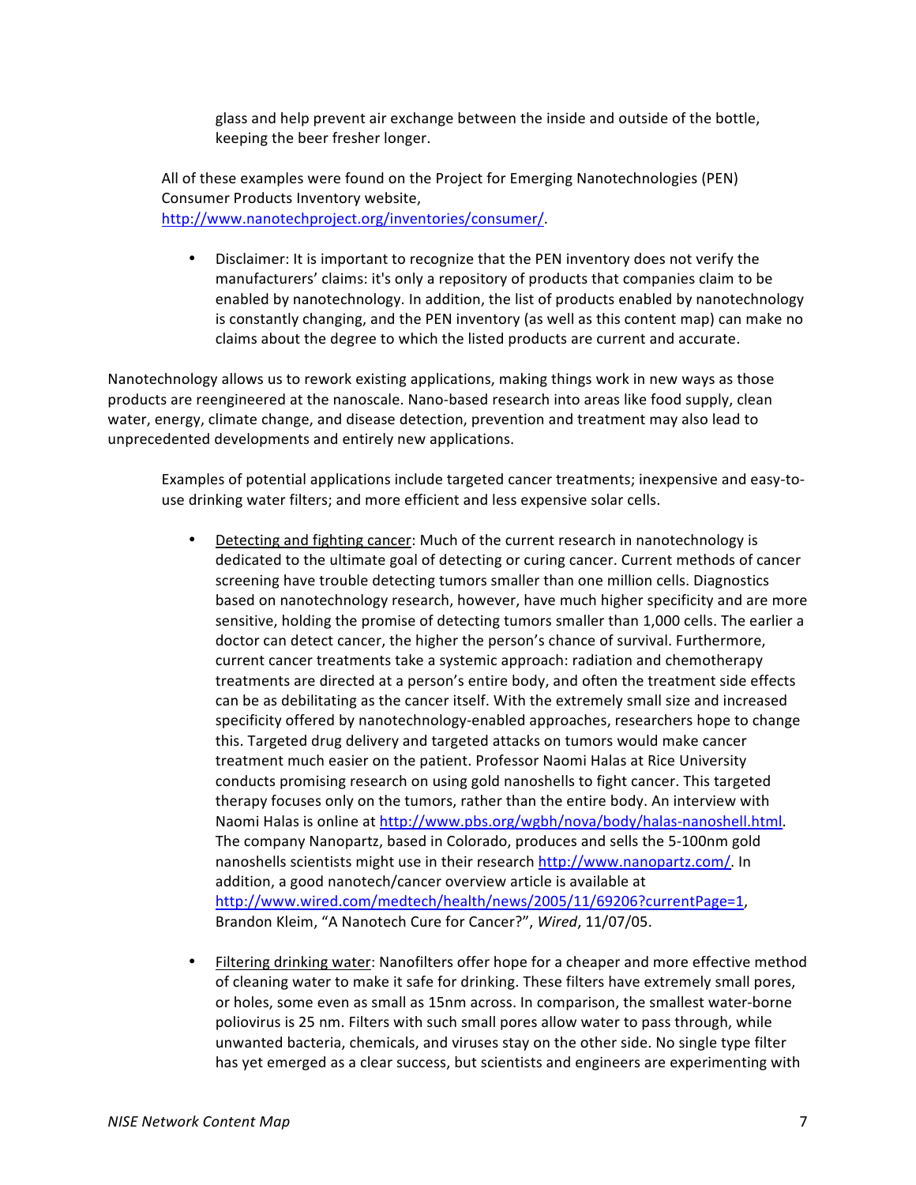glass and help prevent air exchange between the inside and outside of the bottle, keeping the beer fresher longer.

All of these examples were found on the Project for Emerging Nanotechnologies (PEN) Consumer Products Inventory website, [http://www.nanotechproject.org/inventories/consumer/](http://www.nanotechproject.org/inventories/consumer/).

- Disclaimer: It is important to recognize that the PEN inventory does not verify the manufacturers' claims: it's only a repository of products that companies claim to be enabled by nanotechnology. In addition, the list of products enabled by nanotechnology is constantly changing, and the PEN inventory (as well as this content map) can make no claims about the degree to which the listed products are current and accurate.

Nanotechnology allows us to rework existing applications, making things work in new ways as those products are reengineered at the nanoscale. Nano-based research into areas like food supply, clean water, energy, climate change, and disease detection, prevention and treatment may also lead to unprecedented developments and entirely new applications.

Examples of potential applications include targeted cancer treatments; inexpensive and easy-to-use drinking water filters; and more efficient and less expensive solar cells.

- Detecting and fighting cancer: Much of the current research in nanotechnology is dedicated to the ultimate goal of detecting or curing cancer. Current methods of cancer screening have trouble detecting tumors smaller than one million cells. Diagnostics based on nanotechnology research, however, have much higher specificity and are more sensitive, holding the promise of detecting tumors smaller than 1,000 cells. The earlier a doctor can detect cancer, the higher the person's chance of survival. Furthermore, current cancer treatments take a systemic approach: radiation and chemotherapy treatments are directed at a person's entire body, and often the treatment side effects can be as debilitating as the cancer itself. With the extremely small size and increased specificity offered by nanotechnology-enabled approaches, researchers hope to change this. Targeted drug delivery and targeted attacks on tumors would make cancer treatment much easier on the patient. Professor Naomi Halas at Rice University conducts promising research on using gold nanoshells to fight cancer. This targeted therapy focuses only on the tumors, rather than the entire body. An interview with Naomi Halas is online at [http://www.pbs.org/wgbh/nova/body/halas-nanoshell.html](http://www.pbs.org/wgbh/nova/body/halas-nanoshell.html). The company Nanopartz, based in Colorado, produces and sells the 5-100nm gold nanoshells scientists might use in their research [http://www.nanopartz.com/](http://www.nanopartz.com/). In addition, a good nanotech/cancer overview article is available at [http://www.wired.com/medtech/health/news/2005/11/69206?currentPage=1](http://www.wired.com/medtech/health/news/2005/11/69206?currentPage=1), Brandon Kleim, "A Nanotech Cure for Cancer?", *Wired*, 11/07/05.

- Filtering drinking water: Nanofilters offer hope for a cheaper and more effective method of cleaning water to make it safe for drinking. These filters have extremely small pores, or holes, some even as small as 15nm across. In comparison, the smallest water-borne poliovirus is 25 nm. Filters with such small pores allow water to pass through, while unwanted bacteria, chemicals, and viruses stay on the other side. No single type filter has yet emerged as a clear success, but scientists and engineers are experimenting with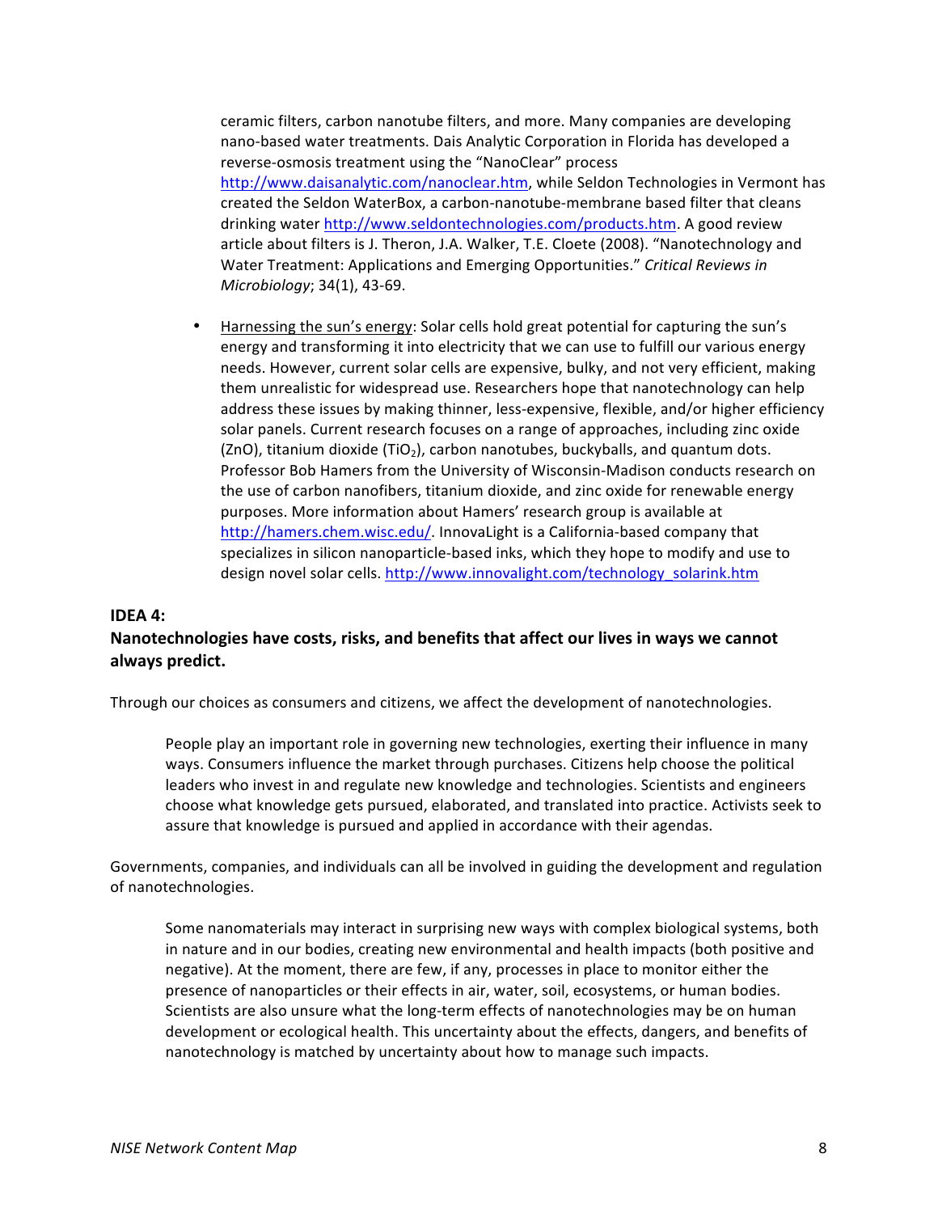ceramic filters, carbon nanotube filters, and more. Many companies are developing nano-based water treatments. Dais Analytic Corporation in Florida has developed a reverse-osmosis treatment using the "NanoClear" process http://www.daisanalytic.com/nanoclear.htm, while Seldon Technologies in Vermont has created the Seldon WaterBox, a carbon-nanotube-membrane based filter that cleans drinking water http://www.seldontechnologies.com/products.htm. A good review article about filters is J. Theron, J.A. Walker, T.E. Cloete (2008). "Nanotechnology and Water Treatment: Applications and Emerging Opportunities." *Critical Reviews in Microbiology*; 34(1), 43-69.

- Harnessing the sun's energy: Solar cells hold great potential for capturing the sun's energy and transforming it into electricity that we can use to fulfill our various energy needs. However, current solar cells are expensive, bulky, and not very efficient, making them unrealistic for widespread use. Researchers hope that nanotechnology can help address these issues by making thinner, less-expensive, flexible, and/or higher efficiency solar panels. Current research focuses on a range of approaches, including zinc oxide (ZnO), titanium dioxide ($TiO_2$), carbon nanotubes, buckyballs, and quantum dots. Professor Bob Hamers from the University of Wisconsin-Madison conducts research on the use of carbon nanofibers, titanium dioxide, and zinc oxide for renewable energy purposes. More information about Hamers' research group is available at http://hamers.chem.wisc.edu/. InnovaLight is a California-based company that specializes in silicon nanoparticle-based inks, which they hope to modify and use to design novel solar cells. http://www.innovalight.com/technology_solarink.htm

**IDEA 4:**
**Nanotechnologies have costs, risks, and benefits that affect our lives in ways we cannot always predict.**

Through our choices as consumers and citizens, we affect the development of nanotechnologies.

> People play an important role in governing new technologies, exerting their influence in many ways. Consumers influence the market through purchases. Citizens help choose the political leaders who invest in and regulate new knowledge and technologies. Scientists and engineers choose what knowledge gets pursued, elaborated, and translated into practice. Activists seek to assure that knowledge is pursued and applied in accordance with their agendas.

Governments, companies, and individuals can all be involved in guiding the development and regulation of nanotechnologies.

> Some nanomaterials may interact in surprising new ways with complex biological systems, both in nature and in our bodies, creating new environmental and health impacts (both positive and negative). At the moment, there are few, if any, processes in place to monitor either the presence of nanoparticles or their effects in air, water, soil, ecosystems, or human bodies. Scientists are also unsure what the long-term effects of nanotechnologies may be on human development or ecological health. This uncertainty about the effects, dangers, and benefits of nanotechnology is matched by uncertainty about how to manage such impacts.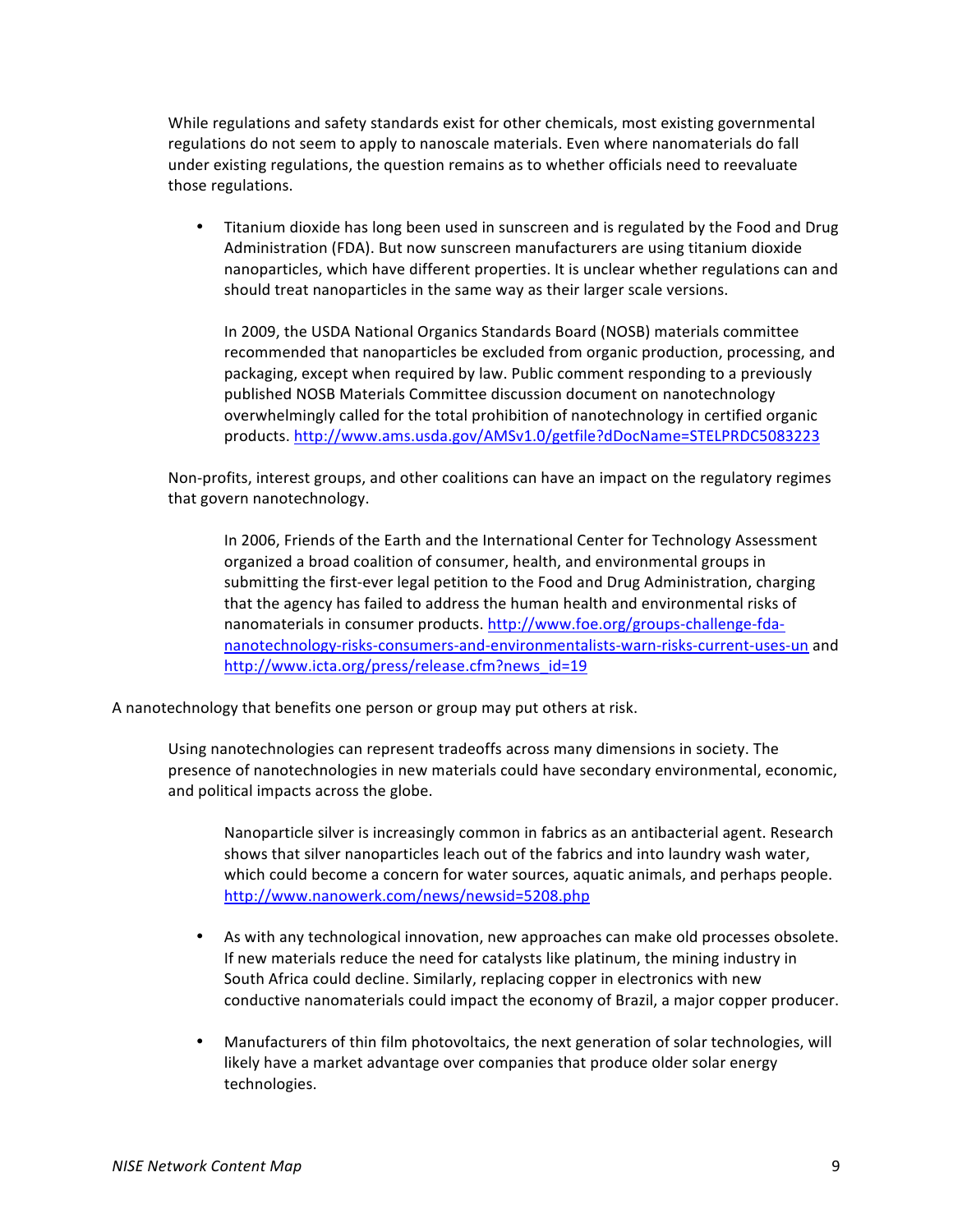While regulations and safety standards exist for other chemicals, most existing governmental regulations do not seem to apply to nanoscale materials. Even where nanomaterials do fall under existing regulations, the question remains as to whether officials need to reevaluate those regulations.

- Titanium dioxide has long been used in sunscreen and is regulated by the Food and Drug Administration (FDA). But now sunscreen manufacturers are using titanium dioxide nanoparticles, which have different properties. It is unclear whether regulations can and should treat nanoparticles in the same way as their larger scale versions.

  In 2009, the USDA National Organics Standards Board (NOSB) materials committee recommended that nanoparticles be excluded from organic production, processing, and packaging, except when required by law. Public comment responding to a previously published NOSB Materials Committee discussion document on nanotechnology overwhelmingly called for the total prohibition of nanotechnology in certified organic products. http://www.ams.usda.gov/AMSv1.0/getfile?dDocName=STELPRDC5083223

Non-profits, interest groups, and other coalitions can have an impact on the regulatory regimes that govern nanotechnology.

  In 2006, Friends of the Earth and the International Center for Technology Assessment organized a broad coalition of consumer, health, and environmental groups in submitting the first-ever legal petition to the Food and Drug Administration, charging that the agency has failed to address the human health and environmental risks of nanomaterials in consumer products. http://www.foe.org/groups-challenge-fda-nanotechnology-risks-consumers-and-environmentalists-warn-risks-current-uses-un and http://www.icta.org/press/release.cfm?news_id=19

A nanotechnology that benefits one person or group may put others at risk.

Using nanotechnologies can represent tradeoffs across many dimensions in society. The presence of nanotechnologies in new materials could have secondary environmental, economic, and political impacts across the globe.

  Nanoparticle silver is increasingly common in fabrics as an antibacterial agent. Research shows that silver nanoparticles leach out of the fabrics and into laundry wash water, which could become a concern for water sources, aquatic animals, and perhaps people. http://www.nanowerk.com/news/newsid=5208.php

- As with any technological innovation, new approaches can make old processes obsolete. If new materials reduce the need for catalysts like platinum, the mining industry in South Africa could decline. Similarly, replacing copper in electronics with new conductive nanomaterials could impact the economy of Brazil, a major copper producer.

- Manufacturers of thin film photovoltaics, the next generation of solar technologies, will likely have a market advantage over companies that produce older solar energy technologies.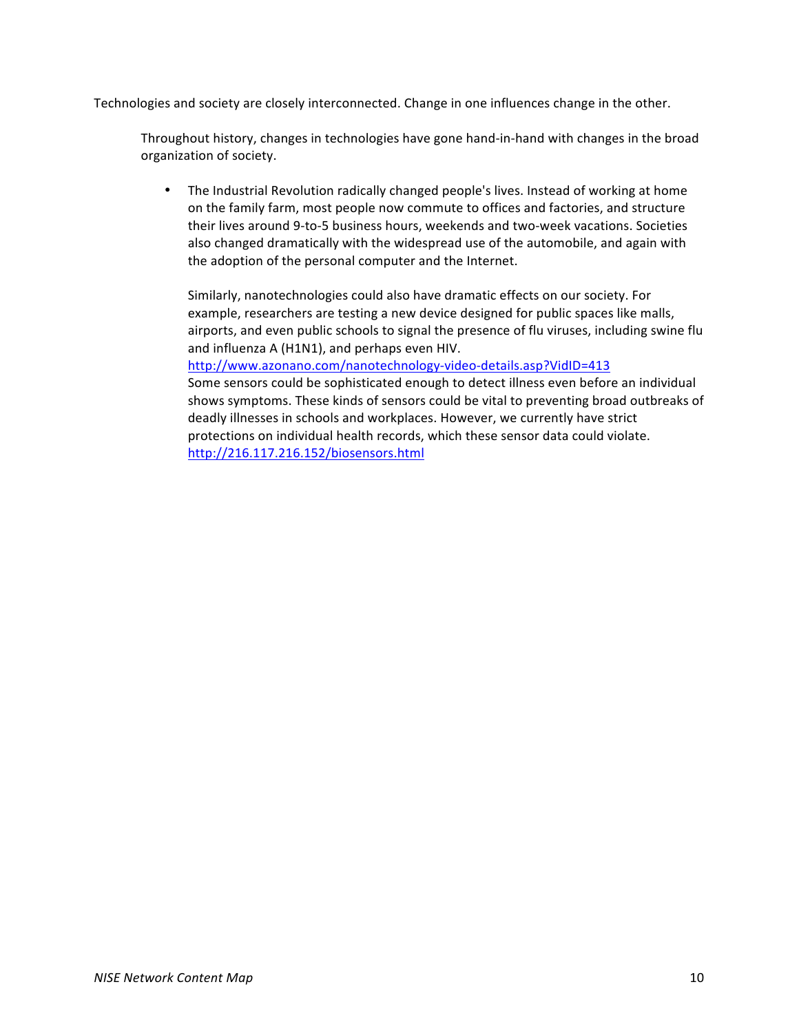Technologies and society are closely interconnected. Change in one influences change in the other.

Throughout history, changes in technologies have gone hand-in-hand with changes in the broad organization of society.

- The Industrial Revolution radically changed people's lives. Instead of working at home on the family farm, most people now commute to offices and factories, and structure their lives around 9-to-5 business hours, weekends and two-week vacations. Societies also changed dramatically with the widespread use of the automobile, and again with the adoption of the personal computer and the Internet.

  Similarly, nanotechnologies could also have dramatic effects on our society. For example, researchers are testing a new device designed for public spaces like malls, airports, and even public schools to signal the presence of flu viruses, including swine flu and influenza A (H1N1), and perhaps even HIV.
  http://www.azonano.com/nanotechnology-video-details.asp?VidID=413
  Some sensors could be sophisticated enough to detect illness even before an individual shows symptoms. These kinds of sensors could be vital to preventing broad outbreaks of deadly illnesses in schools and workplaces. However, we currently have strict protections on individual health records, which these sensor data could violate.
  http://216.117.216.152/biosensors.html